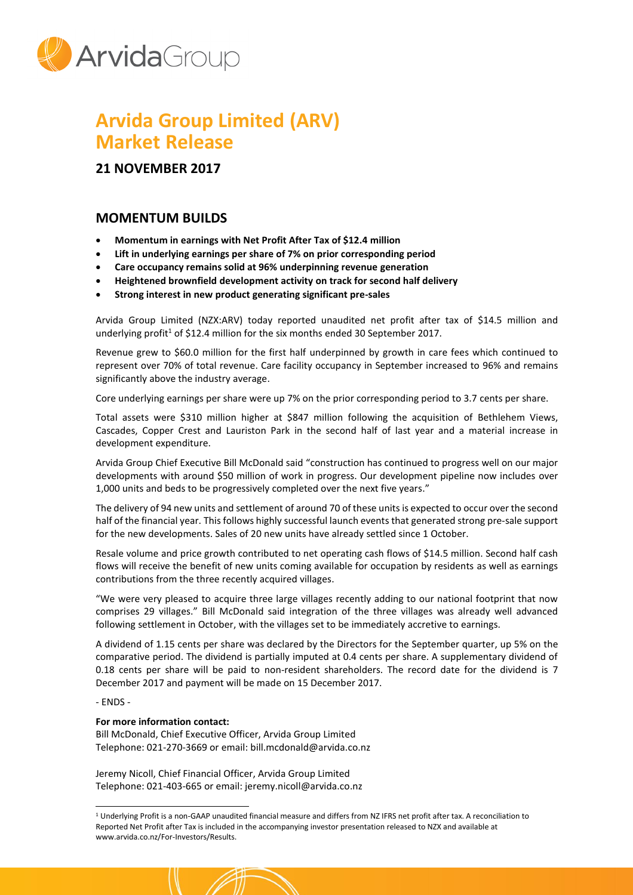# Arvida Group Limited (ARV) Market Release

## 21 NOVEMBER 2017

## MOMENTUM BUILDS

- **Momentum in earnings with Net Profit After Tax of $12.4 million**
- **Lift in underlying earnings per share of 7% on prior corresponding period**
- **Care occupancy remains solid at 96% underpinning revenue generation**
- **Heightened brownfield development activity on track for second half delivery**
- **Strong interest in new product generating significant pre-sales**

Arvida Group Limited (NZX:ARV) today reported unaudited net profit after tax of $14.5 million and underlying profit[1] of $12.4 million for the six months ended 30 September 2017.

Revenue grew to $60.0 million for the first half underpinned by growth in care fees which continued to represent over 70% of total revenue. Care facility occupancy in September increased to 96% and remains significantly above the industry average.

Core underlying earnings per share were up 7% on the prior corresponding period to 3.7 cents per share.

Total assets were $310 million higher at $847 million following the acquisition of Bethlehem Views, Cascades, Copper Crest and Lauriston Park in the second half of last year and a material increase in development expenditure.

Arvida Group Chief Executive Bill McDonald said "construction has continued to progress well on our major developments with around $50 million of work in progress. Our development pipeline now includes over 1,000 units and beds to be progressively completed over the next five years."

The delivery of 94 new units and settlement of around 70 of these units is expected to occur over the second half of the financial year. This follows highly successful launch events that generated strong pre-sale support for the new developments. Sales of 20 new units have already settled since 1 October.

Resale volume and price growth contributed to net operating cash flows of $14.5 million. Second half cash flows will receive the benefit of new units coming available for occupation by residents as well as earnings contributions from the three recently acquired villages.

"We were very pleased to acquire three large villages recently adding to our national footprint that now comprises 29 villages." Bill McDonald said integration of the three villages was already well advanced following settlement in October, with the villages set to be immediately accretive to earnings.

A dividend of 1.15 cents per share was declared by the Directors for the September quarter, up 5% on the comparative period. The dividend is partially imputed at 0.4 cents per share. A supplementary dividend of 0.18 cents per share will be paid to non-resident shareholders. The record date for the dividend is 7 December 2017 and payment will be made on 15 December 2017.

- ENDS -

**For more information contact:**
Bill McDonald, Chief Executive Officer, Arvida Group Limited
Telephone: 021-270-3669 or email: bill.mcdonald@arvida.co.nz

Jeremy Nicoll, Chief Financial Officer, Arvida Group Limited
Telephone: 021-403-665 or email: jeremy.nicoll@arvida.co.nz

[1] Underlying Profit is a non-GAAP unaudited financial measure and differs from NZ IFRS net profit after tax. A reconciliation to Reported Net Profit after Tax is included in the accompanying investor presentation released to NZX and available at www.arvida.co.nz/For-Investors/Results.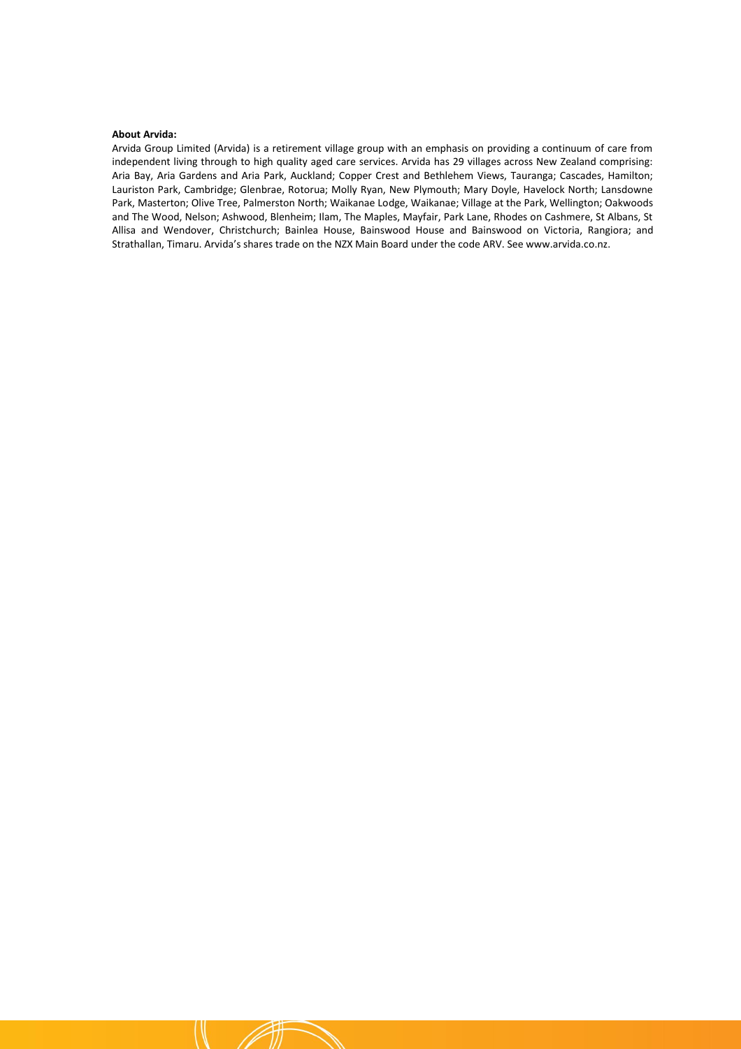**About Arvida:**

Arvida Group Limited (Arvida) is a retirement village group with an emphasis on providing a continuum of care from independent living through to high quality aged care services. Arvida has 29 villages across New Zealand comprising: Aria Bay, Aria Gardens and Aria Park, Auckland; Copper Crest and Bethlehem Views, Tauranga; Cascades, Hamilton; Lauriston Park, Cambridge; Glenbrae, Rotorua; Molly Ryan, New Plymouth; Mary Doyle, Havelock North; Lansdowne Park, Masterton; Olive Tree, Palmerston North; Waikanae Lodge, Waikanae; Village at the Park, Wellington; Oakwoods and The Wood, Nelson; Ashwood, Blenheim; Ilam, The Maples, Mayfair, Park Lane, Rhodes on Cashmere, St Albans, St Allisa and Wendover, Christchurch; Bainlea House, Bainswood House and Bainswood on Victoria, Rangiora; and Strathallan, Timaru. Arvida's shares trade on the NZX Main Board under the code ARV. See www.arvida.co.nz.